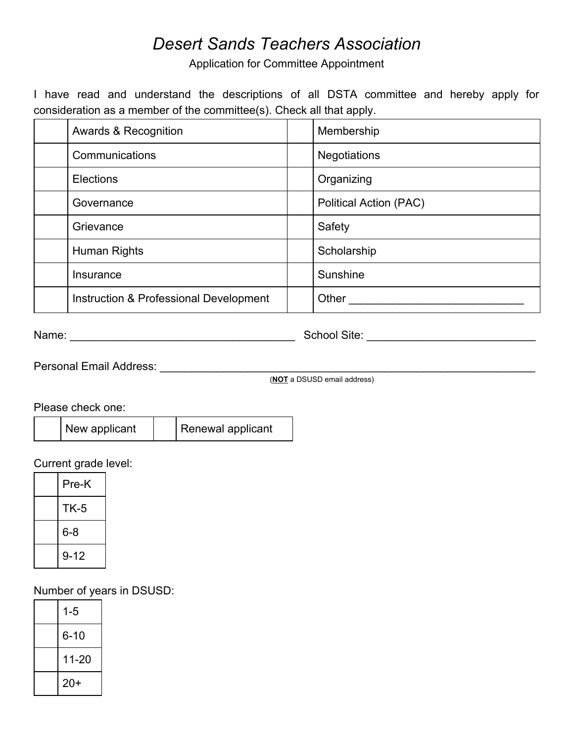# *Desert Sands Teachers Association*

Application for Committee Appointment

I have read and understand the descriptions of all DSTA committee and hereby apply for consideration as a member of the committee(s). Check all that apply.

| | | | |
|---|---|---|---|
| | Awards & Recognition | | Membership |
| | Communications | | Negotiations |
| | Elections | | Organizing |
| | Governance | | Political Action (PAC) |
| | Grievance | | Safety |
| | Human Rights | | Scholarship |
| | Insurance | | Sunshine |
| | Instruction & Professional Development | | Other ____________________________ |

Name: ____________________________________ School Site: ___________________________

Personal Email Address: ______________________________________________________________
(**NOT** a DSUSD email address)

Please check one:

| | | | |
|---|---|---|---|
| | New applicant | | Renewal applicant |

Current grade level:

| | |
|---|---|
| | Pre-K |
| | TK-5 |
| | 6-8 |
| | 9-12 |

Number of years in DSUSD:

| | |
|---|---|
| | 1-5 |
| | 6-10 |
| | 11-20 |
| | 20+ |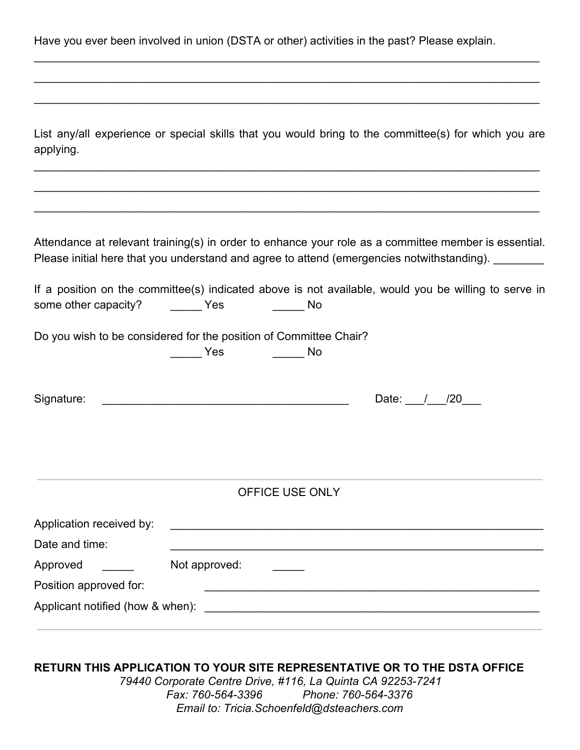Have you ever been involved in union (DSTA or other) activities in the past? Please explain.

______________________________________________________________________________

______________________________________________________________________________

______________________________________________________________________________

List any/all experience or special skills that you would bring to the committee(s) for which you are applying.

______________________________________________________________________________

______________________________________________________________________________

______________________________________________________________________________

Attendance at relevant training(s) in order to enhance your role as a committee member is essential. Please initial here that you understand and agree to attend (emergencies notwithstanding). ________

If a position on the committee(s) indicated above is not available, would you be willing to serve in some other capacity? _____ Yes _____ No

Do you wish to be considered for the position of Committee Chair?
_____ Yes _____ No

Signature: ________________________________________ Date: ___/___/20___

---

OFFICE USE ONLY

Application received by: ______________________________________________________

Date and time: ______________________________________________________

Approved _____ Not approved: _____

Position approved for: ______________________________________________________

Applicant notified (how & when): ______________________________________________________

---

**RETURN THIS APPLICATION TO YOUR SITE REPRESENTATIVE OR TO THE DSTA OFFICE**

*79440 Corporate Centre Drive, #116, La Quinta CA 92253-7241*

*Fax: 760-564-3396 Phone: 760-564-3376*

*Email to: Tricia.Schoenfeld@dsteachers.com*